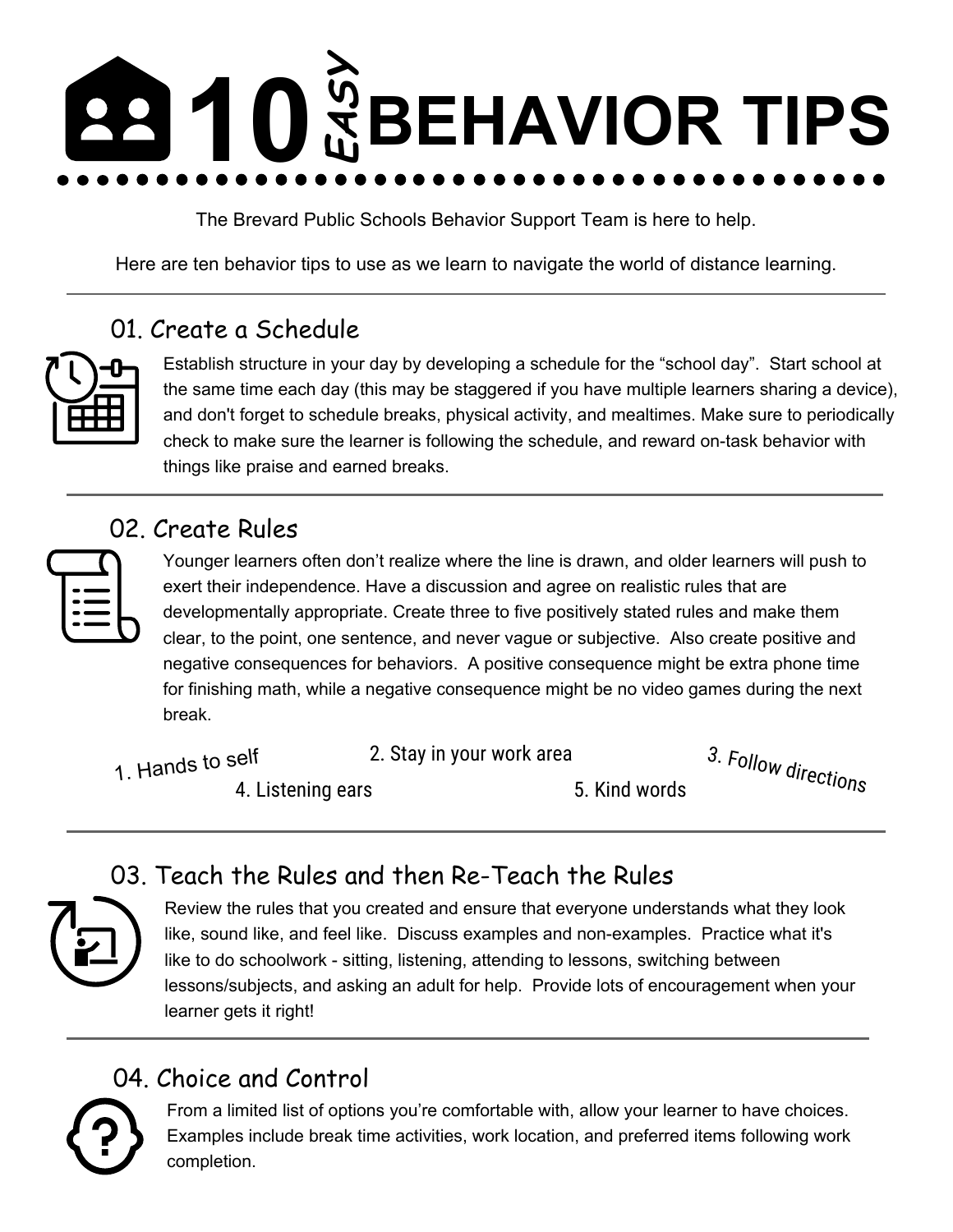# 10 *EASY* BEHAVIOR TIPS

The Brevard Public Schools Behavior Support Team is here to help.

Here are ten behavior tips to use as we learn to navigate the world of distance learning.

---

## 01. Create a Schedule

Establish structure in your day by developing a schedule for the "school day". Start school at the same time each day (this may be staggered if you have multiple learners sharing a device), and don't forget to schedule breaks, physical activity, and mealtimes. Make sure to periodically check to make sure the learner is following the schedule, and reward on-task behavior with things like praise and earned breaks.

---

## 02. Create Rules

Younger learners often don't realize where the line is drawn, and older learners will push to exert their independence. Have a discussion and agree on realistic rules that are developmentally appropriate. Create three to five positively stated rules and make them clear, to the point, one sentence, and never vague or subjective. Also create positive and negative consequences for behaviors. A positive consequence might be extra phone time for finishing math, while a negative consequence might be no video games during the next break.

1. Hands to self
2. Stay in your work area
3. Follow directions
4. Listening ears
5. Kind words

---

## 03. Teach the Rules and then Re-Teach the Rules

Review the rules that you created and ensure that everyone understands what they look like, sound like, and feel like. Discuss examples and non-examples. Practice what it's like to do schoolwork - sitting, listening, attending to lessons, switching between lessons/subjects, and asking an adult for help. Provide lots of encouragement when your learner gets it right!

---

## 04. Choice and Control

From a limited list of options you're comfortable with, allow your learner to have choices. Examples include break time activities, work location, and preferred items following work completion.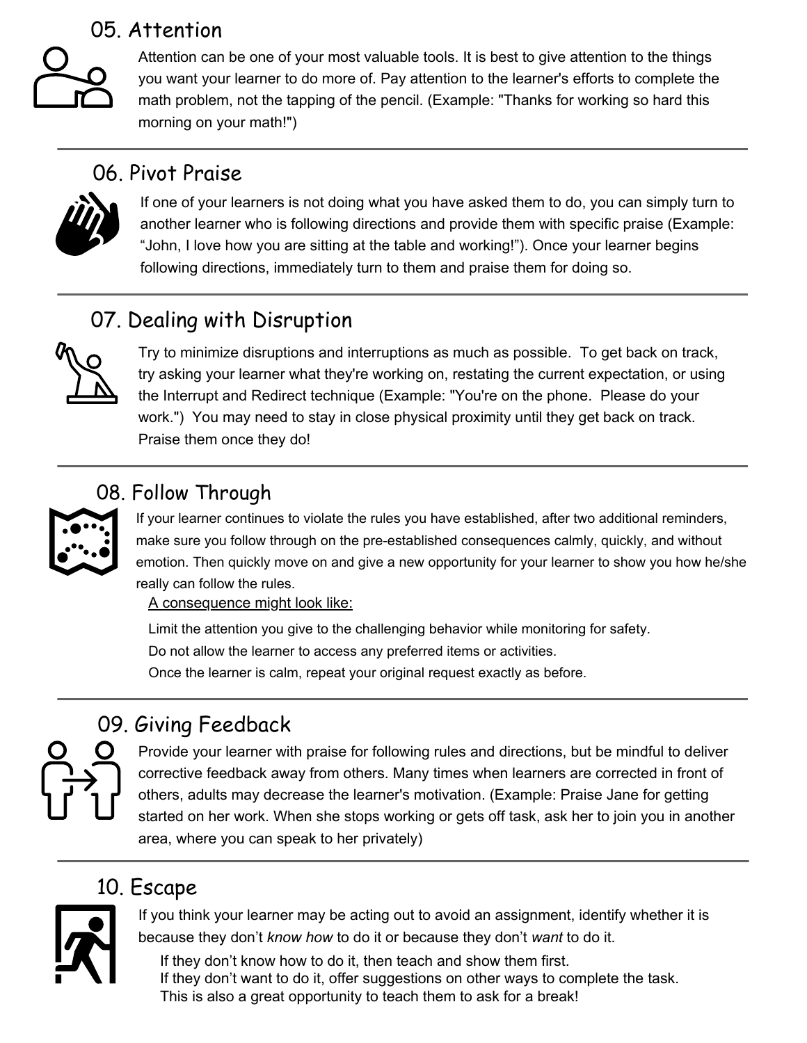## 05. Attention

Attention can be one of your most valuable tools. It is best to give attention to the things you want your learner to do more of. Pay attention to the learner's efforts to complete the math problem, not the tapping of the pencil. (Example: "Thanks for working so hard this morning on your math!")

## 06. Pivot Praise

If one of your learners is not doing what you have asked them to do, you can simply turn to another learner who is following directions and provide them with specific praise (Example: "John, I love how you are sitting at the table and working!"). Once your learner begins following directions, immediately turn to them and praise them for doing so.

## 07. Dealing with Disruption

Try to minimize disruptions and interruptions as much as possible. To get back on track, try asking your learner what they're working on, restating the current expectation, or using the Interrupt and Redirect technique (Example: "You're on the phone. Please do your work.") You may need to stay in close physical proximity until they get back on track. Praise them once they do!

## 08. Follow Through

If your learner continues to violate the rules you have established, after two additional reminders, make sure you follow through on the pre-established consequences calmly, quickly, and without emotion. Then quickly move on and give a new opportunity for your learner to show you how he/she really can follow the rules.

<u>A consequence might look like:</u>

Limit the attention you give to the challenging behavior while monitoring for safety.

Do not allow the learner to access any preferred items or activities.

Once the learner is calm, repeat your original request exactly as before.

## 09. Giving Feedback

Provide your learner with praise for following rules and directions, but be mindful to deliver corrective feedback away from others. Many times when learners are corrected in front of others, adults may decrease the learner's motivation. (Example: Praise Jane for getting started on her work. When she stops working or gets off task, ask her to join you in another area, where you can speak to her privately)

## 10. Escape

If you think your learner may be acting out to avoid an assignment, identify whether it is because they don't *know how* to do it or because they don't *want* to do it.

If they don't know how to do it, then teach and show them first.
If they don't want to do it, offer suggestions on other ways to complete the task.
This is also a great opportunity to teach them to ask for a break!